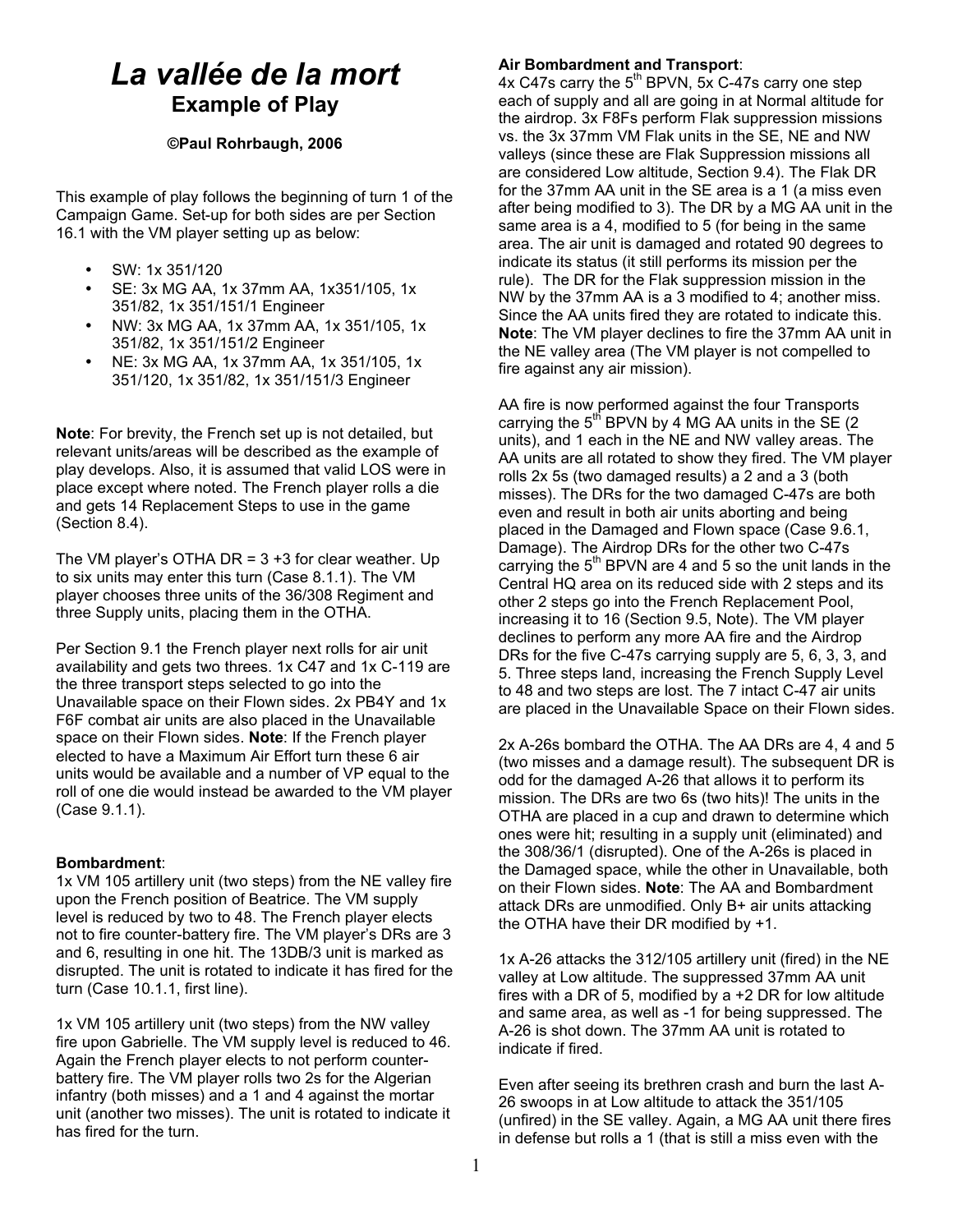# *La vallée de la mort*

## Example of Play

**©Paul Rohrbaugh, 2006**

This example of play follows the beginning of turn 1 of the Campaign Game. Set-up for both sides are per Section 16.1 with the VM player setting up as below:

- SW: 1x 351/120
- SE: 3x MG AA, 1x 37mm AA, 1x351/105, 1x 351/82, 1x 351/151/1 Engineer
- NW: 3x MG AA, 1x 37mm AA, 1x 351/105, 1x 351/82, 1x 351/151/2 Engineer
- NE: 3x MG AA, 1x 37mm AA, 1x 351/105, 1x 351/120, 1x 351/82, 1x 351/151/3 Engineer

**Note**: For brevity, the French set up is not detailed, but relevant units/areas will be described as the example of play develops. Also, it is assumed that valid LOS were in place except where noted. The French player rolls a die and gets 14 Replacement Steps to use in the game (Section 8.4).

The VM player's OTHA DR = 3 +3 for clear weather. Up to six units may enter this turn (Case 8.1.1). The VM player chooses three units of the 36/308 Regiment and three Supply units, placing them in the OTHA.

Per Section 9.1 the French player next rolls for air unit availability and gets two threes. 1x C47 and 1x C-119 are the three transport steps selected to go into the Unavailable space on their Flown sides. 2x PB4Y and 1x F6F combat air units are also placed in the Unavailable space on their Flown sides. **Note**: If the French player elected to have a Maximum Air Effort turn these 6 air units would be available and a number of VP equal to the roll of one die would instead be awarded to the VM player (Case 9.1.1).

**Bombardment**:

1x VM 105 artillery unit (two steps) from the NE valley fire upon the French position of Beatrice. The VM supply level is reduced by two to 48. The French player elects not to fire counter-battery fire. The VM player's DRs are 3 and 6, resulting in one hit. The 13DB/3 unit is marked as disrupted. The unit is rotated to indicate it has fired for the turn (Case 10.1.1, first line).

1x VM 105 artillery unit (two steps) from the NW valley fire upon Gabrielle. The VM supply level is reduced to 46. Again the French player elects to not perform counter-battery fire. The VM player rolls two 2s for the Algerian infantry (both misses) and a 1 and 4 against the mortar unit (another two misses). The unit is rotated to indicate it has fired for the turn.

**Air Bombardment and Transport**:

4x C47s carry the 5th BPVN, 5x C-47s carry one step each of supply and all are going in at Normal altitude for the airdrop. 3x F8Fs perform Flak suppression missions vs. the 3x 37mm VM Flak units in the SE, NE and NW valleys (since these are Flak Suppression missions all are considered Low altitude, Section 9.4). The Flak DR for the 37mm AA unit in the SE area is a 1 (a miss even after being modified to 3). The DR by a MG AA unit in the same area is a 4, modified to 5 (for being in the same area. The air unit is damaged and rotated 90 degrees to indicate its status (it still performs its mission per the rule). The DR for the Flak suppression mission in the NW by the 37mm AA is a 3 modified to 4; another miss. Since the AA units fired they are rotated to indicate this. **Note**: The VM player declines to fire the 37mm AA unit in the NE valley area (The VM player is not compelled to fire against any air mission).

AA fire is now performed against the four Transports carrying the 5th BPVN by 4 MG AA units in the SE (2 units), and 1 each in the NE and NW valley areas. The AA units are all rotated to show they fired. The VM player rolls 2x 5s (two damaged results) a 2 and a 3 (both misses). The DRs for the two damaged C-47s are both even and result in both air units aborting and being placed in the Damaged and Flown space (Case 9.6.1, Damage). The Airdrop DRs for the other two C-47s carrying the 5th BPVN are 4 and 5 so the unit lands in the Central HQ area on its reduced side with 2 steps and its other 2 steps go into the French Replacement Pool, increasing it to 16 (Section 9.5, Note). The VM player declines to perform any more AA fire and the Airdrop DRs for the five C-47s carrying supply are 5, 6, 3, 3, and 5. Three steps land, increasing the French Supply Level to 48 and two steps are lost. The 7 intact C-47 air units are placed in the Unavailable Space on their Flown sides.

2x A-26s bombard the OTHA. The AA DRs are 4, 4 and 5 (two misses and a damage result). The subsequent DR is odd for the damaged A-26 that allows it to perform its mission. The DRs are two 6s (two hits)! The units in the OTHA are placed in a cup and drawn to determine which ones were hit; resulting in a supply unit (eliminated) and the 308/36/1 (disrupted). One of the A-26s is placed in the Damaged space, while the other in Unavailable, both on their Flown sides. **Note**: The AA and Bombardment attack DRs are unmodified. Only B+ air units attacking the OTHA have their DR modified by +1.

1x A-26 attacks the 312/105 artillery unit (fired) in the NE valley at Low altitude. The suppressed 37mm AA unit fires with a DR of 5, modified by a +2 DR for low altitude and same area, as well as -1 for being suppressed. The A-26 is shot down. The 37mm AA unit is rotated to indicate if fired.

Even after seeing its brethren crash and burn the last A-26 swoops in at Low altitude to attack the 351/105 (unfired) in the SE valley. Again, a MG AA unit there fires in defense but rolls a 1 (that is still a miss even with the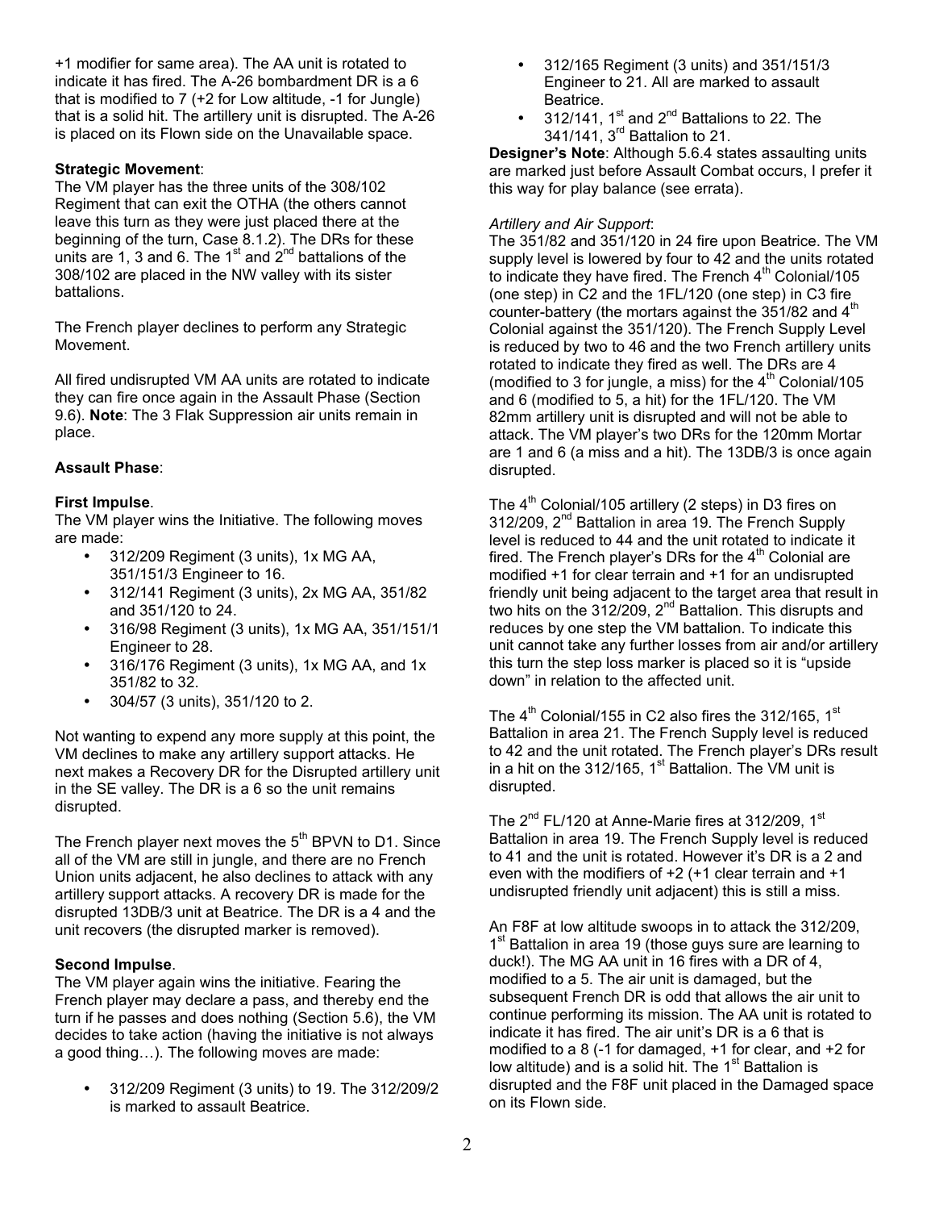+1 modifier for same area). The AA unit is rotated to indicate it has fired. The A-26 bombardment DR is a 6 that is modified to 7 (+2 for Low altitude, -1 for Jungle) that is a solid hit. The artillery unit is disrupted. The A-26 is placed on its Flown side on the Unavailable space.

**Strategic Movement**:
The VM player has the three units of the 308/102 Regiment that can exit the OTHA (the others cannot leave this turn as they were just placed there at the beginning of the turn, Case 8.1.2). The DRs for these units are 1, 3 and 6. The 1st and 2nd battalions of the 308/102 are placed in the NW valley with its sister battalions.

The French player declines to perform any Strategic Movement.

All fired undisrupted VM AA units are rotated to indicate they can fire once again in the Assault Phase (Section 9.6). **Note**: The 3 Flak Suppression air units remain in place.

**Assault Phase**:

**First Impulse**.
The VM player wins the Initiative. The following moves are made:

- 312/209 Regiment (3 units), 1x MG AA, 351/151/3 Engineer to 16.
- 312/141 Regiment (3 units), 2x MG AA, 351/82 and 351/120 to 24.
- 316/98 Regiment (3 units), 1x MG AA, 351/151/1 Engineer to 28.
- 316/176 Regiment (3 units), 1x MG AA, and 1x 351/82 to 32.
- 304/57 (3 units), 351/120 to 2.

Not wanting to expend any more supply at this point, the VM declines to make any artillery support attacks. He next makes a Recovery DR for the Disrupted artillery unit in the SE valley. The DR is a 6 so the unit remains disrupted.

The French player next moves the 5th BPVN to D1. Since all of the VM are still in jungle, and there are no French Union units adjacent, he also declines to attack with any artillery support attacks. A recovery DR is made for the disrupted 13DB/3 unit at Beatrice. The DR is a 4 and the unit recovers (the disrupted marker is removed).

**Second Impulse**.
The VM player again wins the initiative. Fearing the French player may declare a pass, and thereby end the turn if he passes and does nothing (Section 5.6), the VM decides to take action (having the initiative is not always a good thing…). The following moves are made:

- 312/209 Regiment (3 units) to 19. The 312/209/2 is marked to assault Beatrice.
- 312/165 Regiment (3 units) and 351/151/3 Engineer to 21. All are marked to assault Beatrice.
- 312/141, 1st and 2nd Battalions to 22. The 341/141, 3rd Battalion to 21.

**Designer's Note**: Although 5.6.4 states assaulting units are marked just before Assault Combat occurs, I prefer it this way for play balance (see errata).

*Artillery and Air Support*:
The 351/82 and 351/120 in 24 fire upon Beatrice. The VM supply level is lowered by four to 42 and the units rotated to indicate they have fired. The French 4th Colonial/105 (one step) in C2 and the 1FL/120 (one step) in C3 fire counter-battery (the mortars against the 351/82 and 4th Colonial against the 351/120). The French Supply Level is reduced by two to 46 and the two French artillery units rotated to indicate they fired as well. The DRs are 4 (modified to 3 for jungle, a miss) for the 4th Colonial/105 and 6 (modified to 5, a hit) for the 1FL/120. The VM 82mm artillery unit is disrupted and will not be able to attack. The VM player's two DRs for the 120mm Mortar are 1 and 6 (a miss and a hit). The 13DB/3 is once again disrupted.

The 4th Colonial/105 artillery (2 steps) in D3 fires on 312/209, 2nd Battalion in area 19. The French Supply level is reduced to 44 and the unit rotated to indicate it fired. The French player's DRs for the 4th Colonial are modified +1 for clear terrain and +1 for an undisrupted friendly unit being adjacent to the target area that result in two hits on the 312/209, 2nd Battalion. This disrupts and reduces by one step the VM battalion. To indicate this unit cannot take any further losses from air and/or artillery this turn the step loss marker is placed so it is "upside down" in relation to the affected unit.

The 4th Colonial/155 in C2 also fires the 312/165, 1st Battalion in area 21. The French Supply level is reduced to 42 and the unit rotated. The French player's DRs result in a hit on the 312/165, 1st Battalion. The VM unit is disrupted.

The 2nd FL/120 at Anne-Marie fires at 312/209, 1st Battalion in area 19. The French Supply level is reduced to 41 and the unit is rotated. However it's DR is a 2 and even with the modifiers of +2 (+1 clear terrain and +1 undisrupted friendly unit adjacent) this is still a miss.

An F8F at low altitude swoops in to attack the 312/209, 1st Battalion in area 19 (those guys sure are learning to duck!). The MG AA unit in 16 fires with a DR of 4, modified to a 5. The air unit is damaged, but the subsequent French DR is odd that allows the air unit to continue performing its mission. The AA unit is rotated to indicate it has fired. The air unit's DR is a 6 that is modified to a 8 (-1 for damaged, +1 for clear, and +2 for low altitude) and is a solid hit. The 1st Battalion is disrupted and the F8F unit placed in the Damaged space on its Flown side.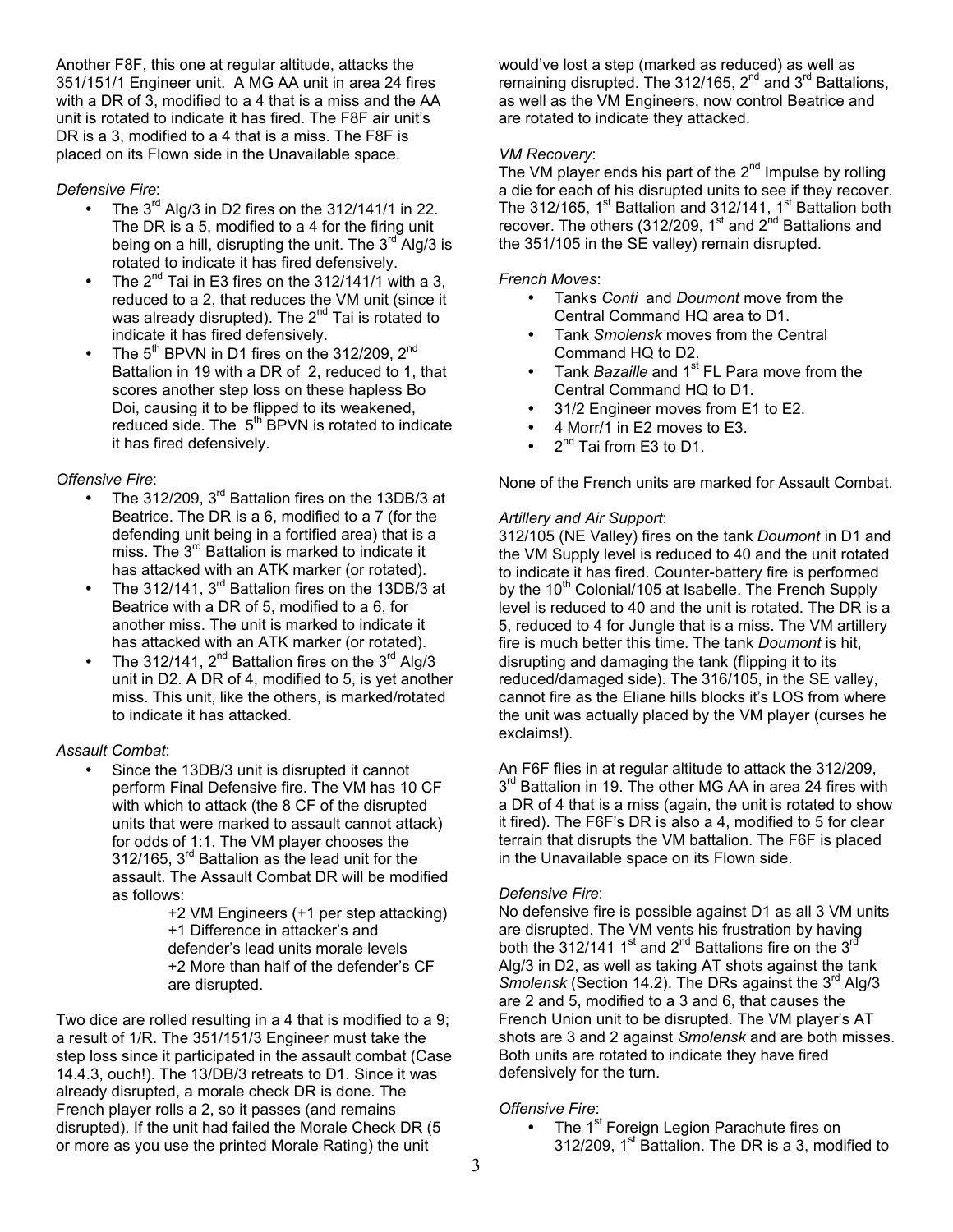Another F8F, this one at regular altitude, attacks the 351/151/1 Engineer unit. A MG AA unit in area 24 fires with a DR of 3, modified to a 4 that is a miss and the AA unit is rotated to indicate it has fired. The F8F air unit's DR is a 3, modified to a 4 that is a miss. The F8F is placed on its Flown side in the Unavailable space.

*Defensive Fire*:

- The 3rd Alg/3 in D2 fires on the 312/141/1 in 22. The DR is a 5, modified to a 4 for the firing unit being on a hill, disrupting the unit. The 3rd Alg/3 is rotated to indicate it has fired defensively.
- The 2nd Tai in E3 fires on the 312/141/1 with a 3, reduced to a 2, that reduces the VM unit (since it was already disrupted). The 2nd Tai is rotated to indicate it has fired defensively.
- The 5th BPVN in D1 fires on the 312/209, 2nd Battalion in 19 with a DR of 2, reduced to 1, that scores another step loss on these hapless Bo Doi, causing it to be flipped to its weakened, reduced side. The 5th BPVN is rotated to indicate it has fired defensively.

*Offensive Fire*:

- The 312/209, 3rd Battalion fires on the 13DB/3 at Beatrice. The DR is a 6, modified to a 7 (for the defending unit being in a fortified area) that is a miss. The 3rd Battalion is marked to indicate it has attacked with an ATK marker (or rotated).
- The 312/141, 3rd Battalion fires on the 13DB/3 at Beatrice with a DR of 5, modified to a 6, for another miss. The unit is marked to indicate it has attacked with an ATK marker (or rotated).
- The 312/141, 2nd Battalion fires on the 3rd Alg/3 unit in D2. A DR of 4, modified to 5, is yet another miss. This unit, like the others, is marked/rotated to indicate it has attacked.

*Assault Combat*:

- Since the 13DB/3 unit is disrupted it cannot perform Final Defensive fire. The VM has 10 CF with which to attack (the 8 CF of the disrupted units that were marked to assault cannot attack) for odds of 1:1. The VM player chooses the 312/165, 3rd Battalion as the lead unit for the assault. The Assault Combat DR will be modified as follows:

  +2 VM Engineers (+1 per step attacking)
  +1 Difference in attacker's and defender's lead units morale levels
  +2 More than half of the defender's CF are disrupted.

Two dice are rolled resulting in a 4 that is modified to a 9; a result of 1/R. The 351/151/3 Engineer must take the step loss since it participated in the assault combat (Case 14.4.3, ouch!). The 13/DB/3 retreats to D1. Since it was already disrupted, a morale check DR is done. The French player rolls a 2, so it passes (and remains disrupted). If the unit had failed the Morale Check DR (5 or more as you use the printed Morale Rating) the unit would've lost a step (marked as reduced) as well as remaining disrupted. The 312/165, 2nd and 3rd Battalions, as well as the VM Engineers, now control Beatrice and are rotated to indicate they attacked.

*VM Recovery*:

The VM player ends his part of the 2nd Impulse by rolling a die for each of his disrupted units to see if they recover. The 312/165, 1st Battalion and 312/141, 1st Battalion both recover. The others (312/209, 1st and 2nd Battalions and the 351/105 in the SE valley) remain disrupted.

*French Moves*:

- Tanks *Conti* and *Doumont* move from the Central Command HQ area to D1.
- Tank *Smolensk* moves from the Central Command HQ to D2.
- Tank *Bazaille* and 1st FL Para move from the Central Command HQ to D1.
- 31/2 Engineer moves from E1 to E2.
- 4 Morr/1 in E2 moves to E3.
- 2nd Tai from E3 to D1.

None of the French units are marked for Assault Combat.

*Artillery and Air Support*:

312/105 (NE Valley) fires on the tank *Doumont* in D1 and the VM Supply level is reduced to 40 and the unit rotated to indicate it has fired. Counter-battery fire is performed by the 10th Colonial/105 at Isabelle. The French Supply level is reduced to 40 and the unit is rotated. The DR is a 5, reduced to 4 for Jungle that is a miss. The VM artillery fire is much better this time. The tank *Doumont* is hit, disrupting and damaging the tank (flipping it to its reduced/damaged side). The 316/105, in the SE valley, cannot fire as the Eliane hills blocks it's LOS from where the unit was actually placed by the VM player (curses he exclaims!).

An F6F flies in at regular altitude to attack the 312/209, 3rd Battalion in 19. The other MG AA in area 24 fires with a DR of 4 that is a miss (again, the unit is rotated to show it fired). The F6F's DR is also a 4, modified to 5 for clear terrain that disrupts the VM battalion. The F6F is placed in the Unavailable space on its Flown side.

*Defensive Fire*:

No defensive fire is possible against D1 as all 3 VM units are disrupted. The VM vents his frustration by having both the 312/141 1st and 2nd Battalions fire on the 3rd Alg/3 in D2, as well as taking AT shots against the tank *Smolensk* (Section 14.2). The DRs against the 3rd Alg/3 are 2 and 5, modified to a 3 and 6, that causes the French Union unit to be disrupted. The VM player's AT shots are 3 and 2 against *Smolensk* and are both misses. Both units are rotated to indicate they have fired defensively for the turn.

*Offensive Fire*:

- The 1st Foreign Legion Parachute fires on 312/209, 1st Battalion. The DR is a 3, modified to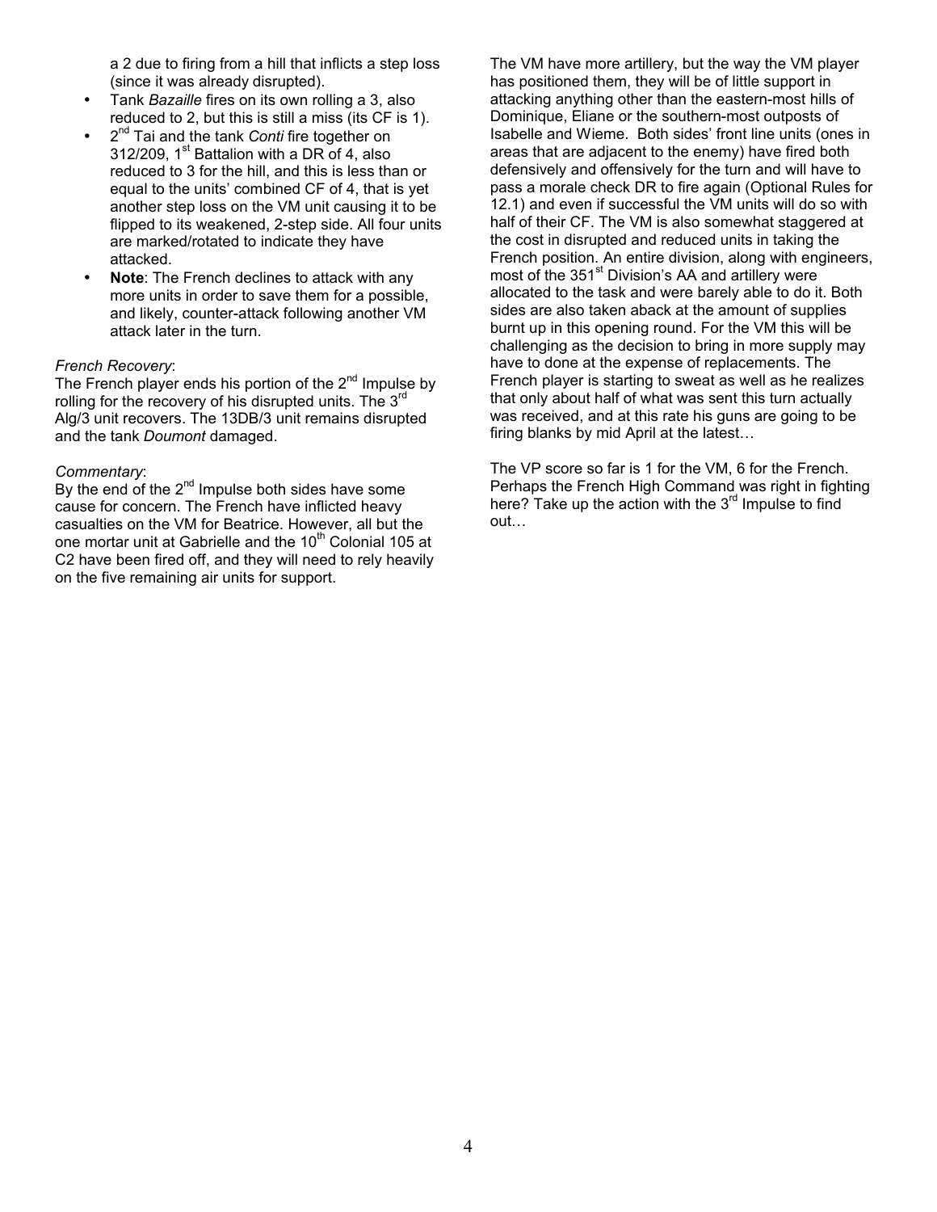a 2 due to firing from a hill that inflicts a step loss (since it was already disrupted).

- Tank *Bazaille* fires on its own rolling a 3, also reduced to 2, but this is still a miss (its CF is 1).
- 2nd Tai and the tank *Conti* fire together on 312/209, 1st Battalion with a DR of 4, also reduced to 3 for the hill, and this is less than or equal to the units' combined CF of 4, that is yet another step loss on the VM unit causing it to be flipped to its weakened, 2-step side. All four units are marked/rotated to indicate they have attacked.
- **Note**: The French declines to attack with any more units in order to save them for a possible, and likely, counter-attack following another VM attack later in the turn.

*French Recovery*:
The French player ends his portion of the 2nd Impulse by rolling for the recovery of his disrupted units. The 3rd Alg/3 unit recovers. The 13DB/3 unit remains disrupted and the tank *Doumont* damaged.

*Commentary*:
By the end of the 2nd Impulse both sides have some cause for concern. The French have inflicted heavy casualties on the VM for Beatrice. However, all but the one mortar unit at Gabrielle and the 10th Colonial 105 at C2 have been fired off, and they will need to rely heavily on the five remaining air units for support.

The VM have more artillery, but the way the VM player has positioned them, they will be of little support in attacking anything other than the eastern-most hills of Dominique, Eliane or the southern-most outposts of Isabelle and Wieme. Both sides' front line units (ones in areas that are adjacent to the enemy) have fired both defensively and offensively for the turn and will have to pass a morale check DR to fire again (Optional Rules for 12.1) and even if successful the VM units will do so with half of their CF. The VM is also somewhat staggered at the cost in disrupted and reduced units in taking the French position. An entire division, along with engineers, most of the 351st Division's AA and artillery were allocated to the task and were barely able to do it. Both sides are also taken aback at the amount of supplies burnt up in this opening round. For the VM this will be challenging as the decision to bring in more supply may have to done at the expense of replacements. The French player is starting to sweat as well as he realizes that only about half of what was sent this turn actually was received, and at this rate his guns are going to be firing blanks by mid April at the latest…

The VP score so far is 1 for the VM, 6 for the French. Perhaps the French High Command was right in fighting here? Take up the action with the 3rd Impulse to find out…